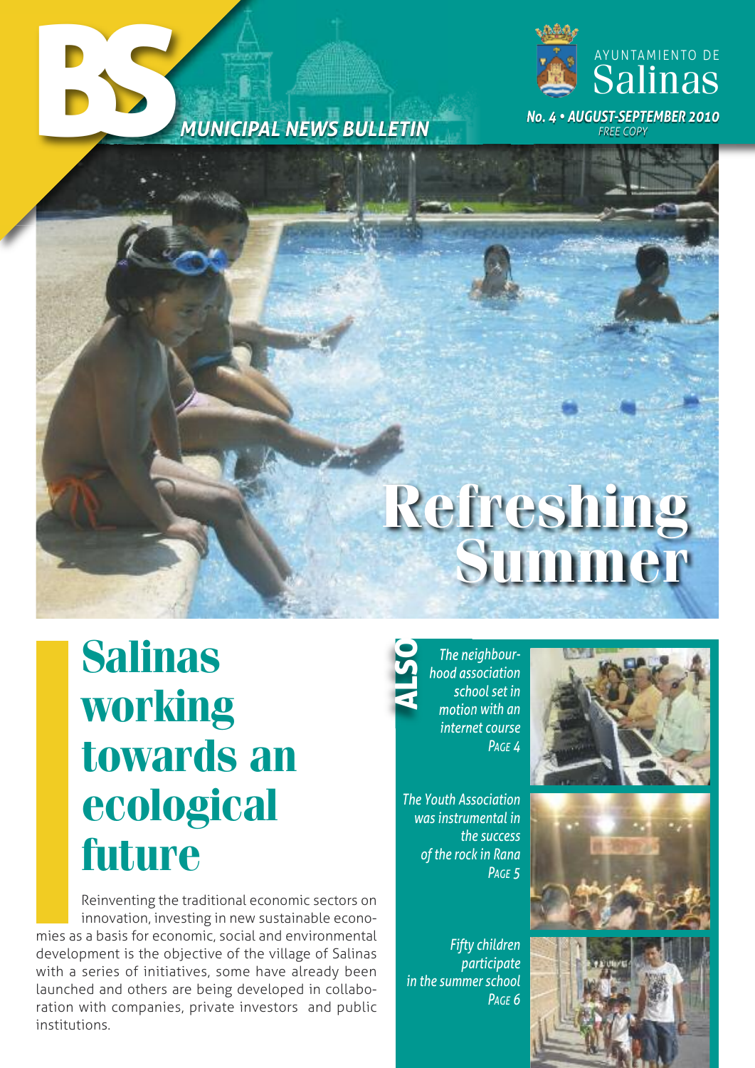# BS

*MUNICIPAL NEWS BULLETIN*

AYUNTAMIENTO DE
Salinas

***No. 4 • AUGUST-SEPTEMBER 2010***
*FREE COPY*

# Refreshing Summer

# Salinas working towards an ecological future

Reinventing the traditional economic sectors on innovation, investing in new sustainable economies as a basis for economic, social and environmental development is the objective of the village of Salinas with a series of initiatives, some have already been launched and others are being developed in collaboration with companies, private investors and public institutions.

**ALSO**

*The neighbourhood association school set in motion with an internet course*
*PAGE 4*

*The Youth Association was instrumental in the success of the rock in Rana*
*PAGE 5*

*Fifty children participate in the summer school*
*PAGE 6*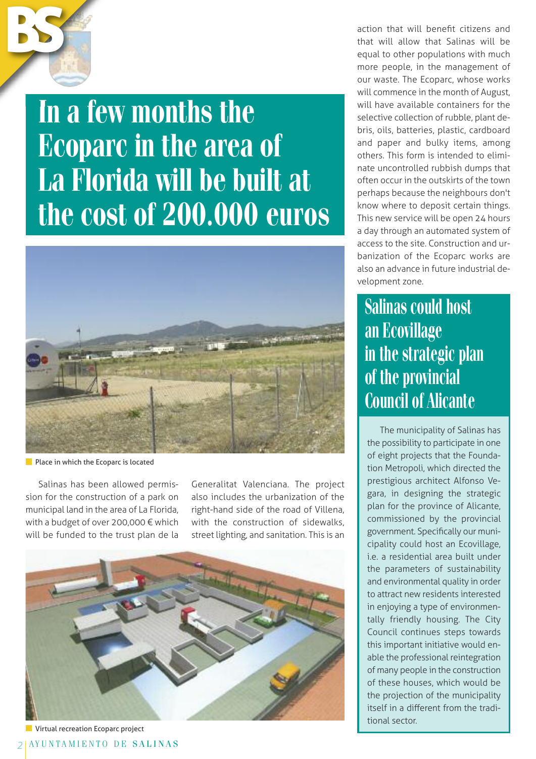# In a few months the Ecoparc in the area of La Florida will be built at the cost of 200.000 euros

Place in which the Ecoparc is located

Salinas has been allowed permission for the construction of a park on municipal land in the area of La Florida, with a budget of over 200,000 € which will be funded to the trust plan de la Generalitat Valenciana. The project also includes the urbanization of the right-hand side of the road of Villena, with the construction of sidewalks, street lighting, and sanitation. This is an action that will benefit citizens and that will allow that Salinas will be equal to other populations with much more people, in the management of our waste. The Ecoparc, whose works will commence in the month of August, will have available containers for the selective collection of rubble, plant debris, oils, batteries, plastic, cardboard and paper and bulky items, among others. This form is intended to eliminate uncontrolled rubbish dumps that often occur in the outskirts of the town perhaps because the neighbours don't know where to deposit certain things. This new service will be open 24 hours a day through an automated system of access to the site. Construction and urbanization of the Ecoparc works are also an advance in future industrial development zone.

Virtual recreation Ecoparc project

## Salinas could host an Ecovillage in the strategic plan of the provincial Council of Alicante

The municipality of Salinas has the possibility to participate in one of eight projects that the Foundation Metropoli, which directed the prestigious architect Alfonso Vegara, in designing the strategic plan for the province of Alicante, commissioned by the provincial government. Specifically our municipality could host an Ecovillage, i.e. a residential area built under the parameters of sustainability and environmental quality in order to attract new residents interested in enjoying a type of environmentally friendly housing. The City Council continues steps towards this important initiative would enable the professional reintegration of many people in the construction of these houses, which would be the projection of the municipality itself in a different from the traditional sector.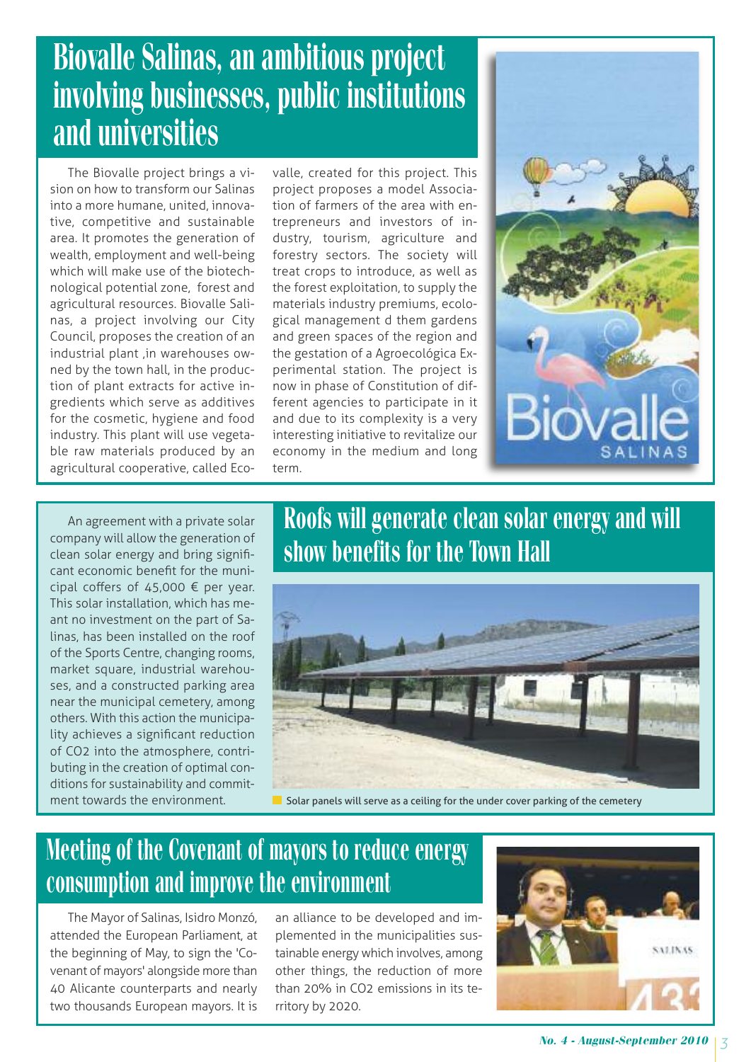# Biovalle Salinas, an ambitious project involving businesses, public institutions and universities

The Biovalle project brings a vision on how to transform our Salinas into a more humane, united, innovative, competitive and sustainable area. It promotes the generation of wealth, employment and well-being which will make use of the biotechnological potential zone, forest and agricultural resources. Biovalle Salinas, a project involving our City Council, proposes the creation of an industrial plant ,in warehouses owned by the town hall, in the production of plant extracts for active ingredients which serve as additives for the cosmetic, hygiene and food industry. This plant will use vegetable raw materials produced by an agricultural cooperative, called Ecovalle, created for this project. This project proposes a model Association of farmers of the area with entrepreneurs and investors of industry, tourism, agriculture and forestry sectors. The society will treat crops to introduce, as well as the forest exploitation, to supply the materials industry premiums, ecological management d them gardens and green spaces of the region and the gestation of a Agroecológica Experimental station. The project is now in phase of Constitution of different agencies to participate in it and due to its complexity is a very interesting initiative to revitalize our economy in the medium and long term.

# Roofs will generate clean solar energy and will show benefits for the Town Hall

An agreement with a private solar company will allow the generation of clean solar energy and bring significant economic benefit for the municipal coffers of 45,000 € per year. This solar installation, which has meant no investment on the part of Salinas, has been installed on the roof of the Sports Centre, changing rooms, market square, industrial warehouses, and a constructed parking area near the municipal cemetery, among others. With this action the municipality achieves a significant reduction of $CO_2$ into the atmosphere, contributing in the creation of optimal conditions for sustainability and commitment towards the environment.

Solar panels will serve as a ceiling for the under cover parking of the cemetery

# Meeting of the Covenant of mayors to reduce energy consumption and improve the environment

The Mayor of Salinas, Isidro Monzó, attended the European Parliament, at the beginning of May, to sign the 'Covenant of mayors' alongside more than 40 Alicante counterparts and nearly two thousands European mayors. It is an alliance to be developed and implemented in the municipalities sustainable energy which involves, among other things, the reduction of more than 20% in $CO_2$ emissions in its territory by 2020.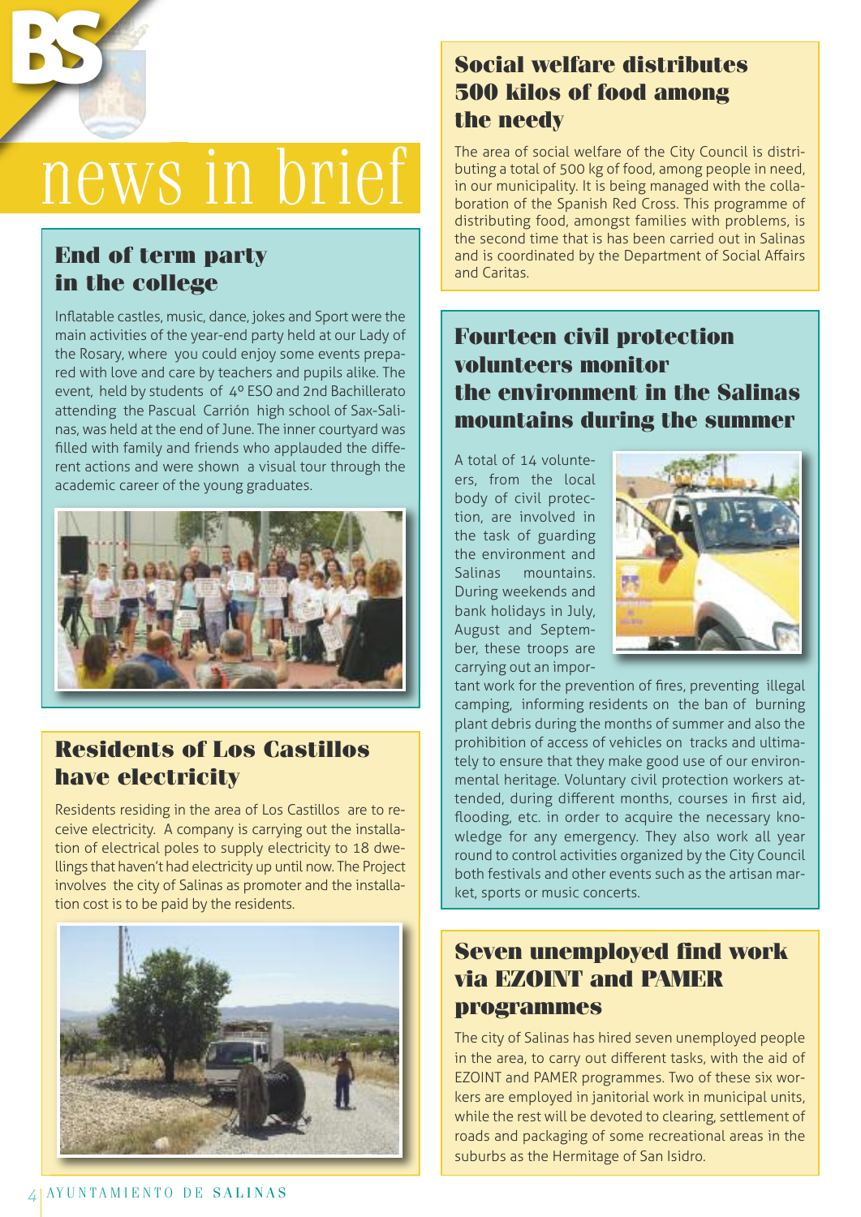# news in brief

## End of term party in the college

Inflatable castles, music, dance, jokes and Sport were the main activities of the year-end party held at our Lady of the Rosary, where you could enjoy some events prepared with love and care by teachers and pupils alike. The event, held by students of 4º ESO and 2nd Bachillerato attending the Pascual Carrión high school of Sax-Salinas, was held at the end of June. The inner courtyard was filled with family and friends who applauded the different actions and were shown a visual tour through the academic career of the young graduates.

## Residents of Los Castillos have electricity

Residents residing in the area of Los Castillos are to receive electricity. A company is carrying out the installation of electrical poles to supply electricity to 18 dwellings that haven't had electricity up until now. The Project involves the city of Salinas as promoter and the installation cost is to be paid by the residents.

## Social welfare distributes 500 kilos of food among the needy

The area of social welfare of the City Council is distributing a total of 500 kg of food, among people in need, in our municipality. It is being managed with the collaboration of the Spanish Red Cross. This programme of distributing food, amongst families with problems, is the second time that is has been carried out in Salinas and is coordinated by the Department of Social Affairs and Caritas.

## Fourteen civil protection volunteers monitor the environment in the Salinas mountains during the summer

A total of 14 volunteers, from the local body of civil protection, are involved in the task of guarding the environment and Salinas mountains. During weekends and bank holidays in July, August and September, these troops are carrying out an important work for the prevention of fires, preventing illegal camping, informing residents on the ban of burning plant debris during the months of summer and also the prohibition of access of vehicles on tracks and ultimately to ensure that they make good use of our environmental heritage. Voluntary civil protection workers attended, during different months, courses in first aid, flooding, etc. in order to acquire the necessary knowledge for any emergency. They also work all year round to control activities organized by the City Council both festivals and other events such as the artisan market, sports or music concerts.

## Seven unemployed find work via EZOINT and PAMER programmes

The city of Salinas has hired seven unemployed people in the area, to carry out different tasks, with the aid of EZOINT and PAMER programmes. Two of these six workers are employed in janitorial work in municipal units, while the rest will be devoted to clearing, settlement of roads and packaging of some recreational areas in the suburbs as the Hermitage of San Isidro.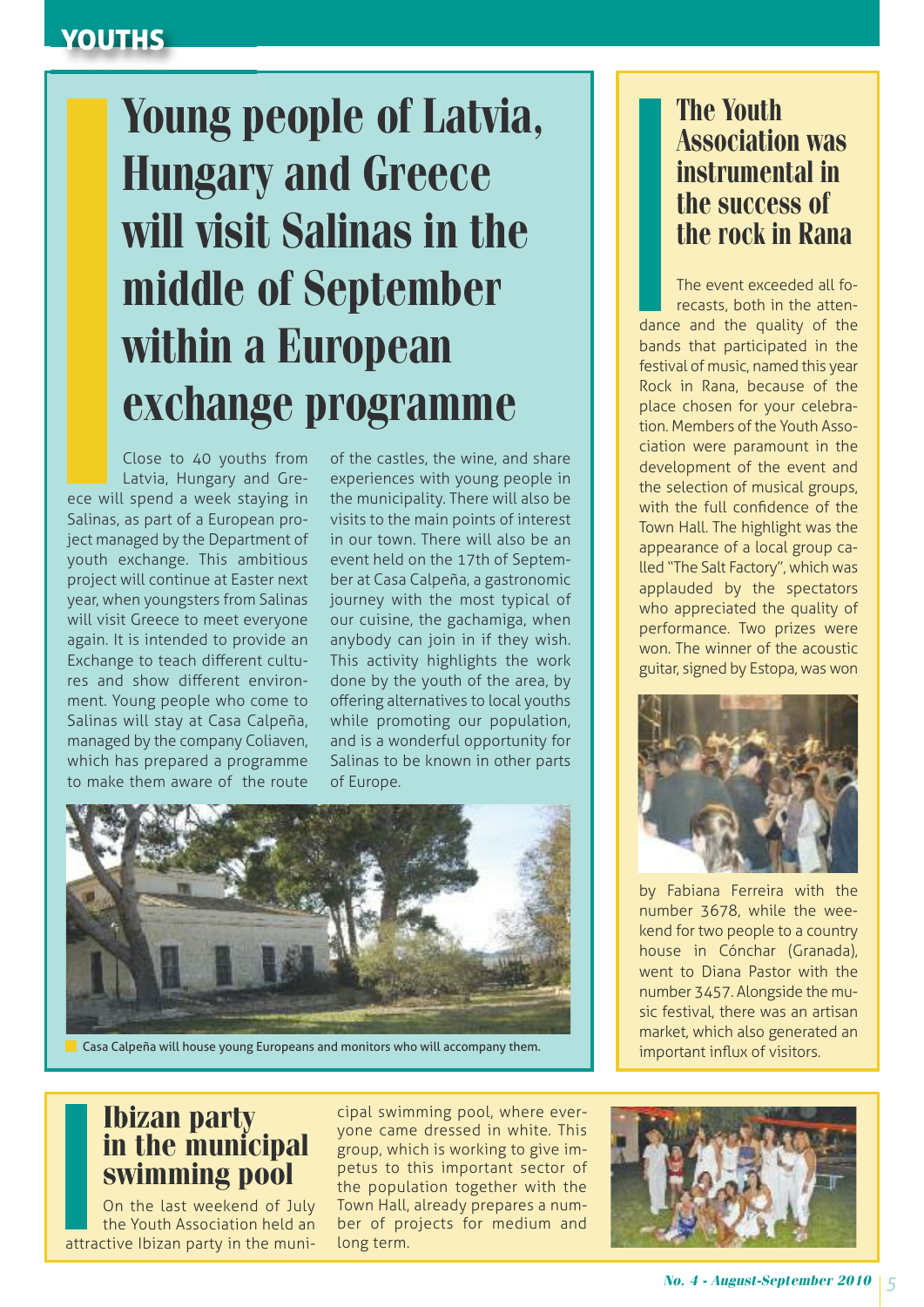# Young people of Latvia, Hungary and Greece will visit Salinas in the middle of September within a European exchange programme

Close to 40 youths from Latvia, Hungary and Greece will spend a week staying in Salinas, as part of a European project managed by the Department of youth exchange. This ambitious project will continue at Easter next year, when youngsters from Salinas will visit Greece to meet everyone again. It is intended to provide an Exchange to teach different cultures and show different environment. Young people who come to Salinas will stay at Casa Calpeña, managed by the company Coliaven, which has prepared a programme to make them aware of the route of the castles, the wine, and share experiences with young people in the municipality. There will also be visits to the main points of interest in our town. There will also be an event held on the 17th of September at Casa Calpeña, a gastronomic journey with the most typical of our cuisine, the gachamiga, when anybody can join in if they wish. This activity highlights the work done by the youth of the area, by offering alternatives to local youths while promoting our population, and is a wonderful opportunity for Salinas to be known in other parts of Europe.

Casa Calpeña will house young Europeans and monitors who will accompany them.

## The Youth Association was instrumental in the success of the rock in Rana

The event exceeded all forecasts, both in the attendance and the quality of the bands that participated in the festival of music, named this year Rock in Rana, because of the place chosen for your celebration. Members of the Youth Association were paramount in the development of the event and the selection of musical groups, with the full confidence of the Town Hall. The highlight was the appearance of a local group called "The Salt Factory", which was applauded by the spectators who appreciated the quality of performance. Two prizes were won. The winner of the acoustic guitar, signed by Estopa, was won by Fabiana Ferreira with the number 3678, while the weekend for two people to a country house in Cónchar (Granada), went to Diana Pastor with the number 3457. Alongside the music festival, there was an artisan market, which also generated an important influx of visitors.

## Ibizan party in the municipal swimming pool

On the last weekend of July the Youth Association held an attractive Ibizan party in the municipal swimming pool, where everyone came dressed in white. This group, which is working to give impetus to this important sector of the population together with the Town Hall, already prepares a number of projects for medium and long term.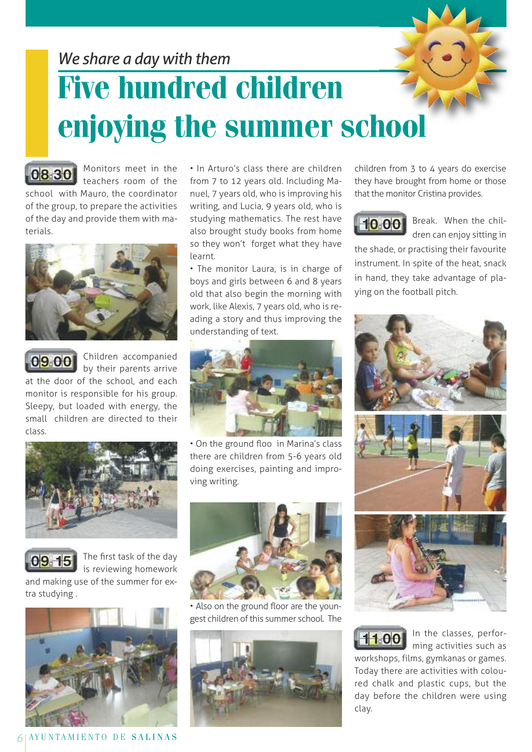*We share a day with them*

# Five hundred children enjoying the summer school

**08:30** Monitors meet in the teachers room of the school with Mauro, the coordinator of the group, to prepare the activities of the day and provide them with materials.

**09:00** Children accompanied by their parents arrive at the door of the school, and each monitor is responsible for his group. Sleepy, but loaded with energy, the small children are directed to their class.

**09:15** The first task of the day is reviewing homework and making use of the summer for extra studying .

• In Arturo's class there are children from 7 to 12 years old. Including Manuel, 7 years old, who is improving his writing, and Lucia, 9 years old, who is studying mathematics. The rest have also brought study books from home so they won't forget what they have learnt.

• The monitor Laura, is in charge of boys and girls between 6 and 8 years old that also begin the morning with work, like Alexis, 7 years old, who is reading a story and thus improving the understanding of text.

• On the ground floo in Marina's class there are children from 5-6 years old doing exercises, painting and improving writing.

• Also on the ground floor are the youngest children of this summer school. The children from 3 to 4 years do exercise they have brought from home or those that the monitor Cristina provides.

**10:00** Break. When the children can enjoy sitting in the shade, or practising their favourite instrument. In spite of the heat, snack in hand, they take advantage of playing on the football pitch.

**11:00** In the classes, performing activities such as workshops, films, gymkanas or games. Today there are activities with coloured chalk and plastic cups, but the day before the children were using clay.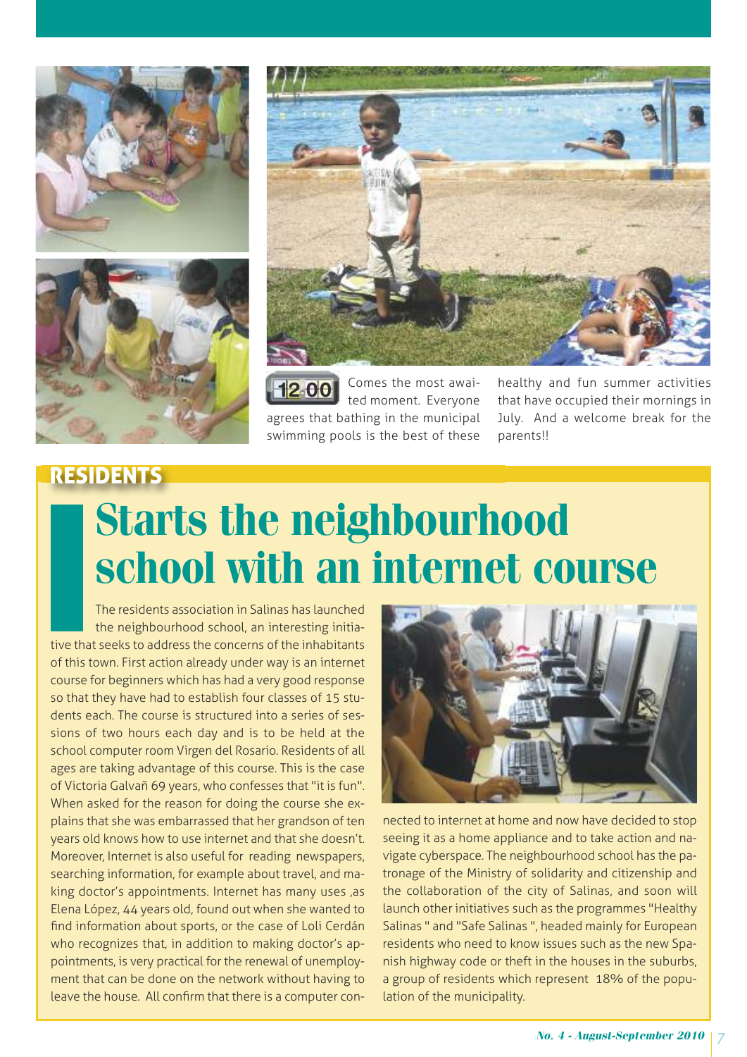12:00 Comes the most awaited moment. Everyone agrees that bathing in the municipal swimming pools is the best of these healthy and fun summer activities that have occupied their mornings in July. And a welcome break for the parents!!

RESIDENTS

# Starts the neighbourhood school with an internet course

The residents association in Salinas has launched the neighbourhood school, an interesting initiative that seeks to address the concerns of the inhabitants of this town. First action already under way is an internet course for beginners which has had a very good response so that they have had to establish four classes of 15 students each. The course is structured into a series of sessions of two hours each day and is to be held at the school computer room Virgen del Rosario. Residents of all ages are taking advantage of this course. This is the case of Victoria Galvañ 69 years, who confesses that "it is fun". When asked for the reason for doing the course she explains that she was embarrassed that her grandson of ten years old knows how to use internet and that she doesn't. Moreover, Internet is also useful for reading newspapers, searching information, for example about travel, and making doctor's appointments. Internet has many uses ,as Elena López, 44 years old, found out when she wanted to find information about sports, or the case of Loli Cerdán who recognizes that, in addition to making doctor's appointments, is very practical for the renewal of unemployment that can be done on the network without having to leave the house. All confirm that there is a computer connected to internet at home and now have decided to stop seeing it as a home appliance and to take action and navigate cyberspace. The neighbourhood school has the patronage of the Ministry of solidarity and citizenship and the collaboration of the city of Salinas, and soon will launch other initiatives such as the programmes "Healthy Salinas " and "Safe Salinas ", headed mainly for European residents who need to know issues such as the new Spanish highway code or theft in the houses in the suburbs, a group of residents which represent 18% of the population of the municipality.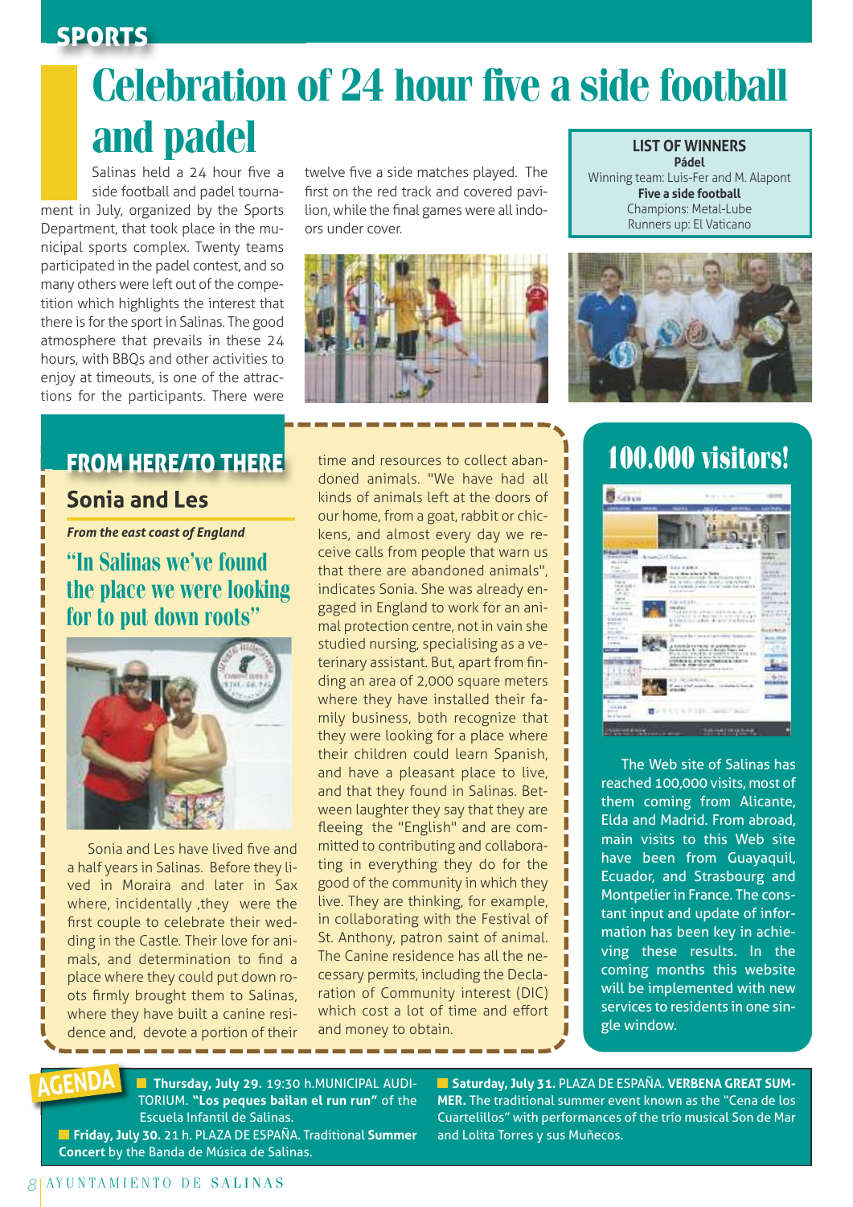SPORTS

# Celebration of 24 hour five a side football and padel

Salinas held a 24 hour five a side football and padel tournament in July, organized by the Sports Department, that took place in the municipal sports complex. Twenty teams participated in the padel contest, and so many others were left out of the competition which highlights the interest that there is for the sport in Salinas. The good atmosphere that prevails in these 24 hours, with BBQs and other activities to enjoy at timeouts, is one of the attractions for the participants. There were twelve five a side matches played. The first on the red track and covered pavilion, while the final games were all indoors under cover.

**LIST OF WINNERS**

**Pádel**

Winning team: Luis-Fer and M. Alapont

**Five a side football**

Champions: Metal-Lube

Runners up: El Vaticano

## FROM HERE/TO THERE

### Sonia and Les

***From the east coast of England***

## "In Salinas we've found the place we were looking for to put down roots"

Sonia and Les have lived five and a half years in Salinas. Before they lived in Moraira and later in Sax where, incidentally ,they were the first couple to celebrate their wedding in the Castle. Their love for animals, and determination to find a place where they could put down roots firmly brought them to Salinas, where they have built a canine residence and, devote a portion of their time and resources to collect abandoned animals. "We have had all kinds of animals left at the doors of our home, from a goat, rabbit or chickens, and almost every day we receive calls from people that warn us that there are abandoned animals", indicates Sonia. She was already engaged in England to work for an animal protection centre, not in vain she studied nursing, specialising as a veterinary assistant. But, apart from finding an area of 2,000 square meters where they have installed their family business, both recognize that they were looking for a place where their children could learn Spanish, and have a pleasant place to live, and that they found in Salinas. Between laughter they say that they are fleeing the "English" and are committed to contributing and collaborating in everything they do for the good of the community in which they live. They are thinking, for example, in collaborating with the Festival of St. Anthony, patron saint of animal. The Canine residence has all the necessary permits, including the Declaration of Community interest (DIC) which cost a lot of time and effort and money to obtain.

## 100.000 visitors!

The Web site of Salinas has reached 100,000 visits, most of them coming from Alicante, Elda and Madrid. From abroad, main visits to this Web site have been from Guayaquil, Ecuador, and Strasbourg and Montpelier in France. The constant input and update of information has been key in achieving these results. In the coming months this website will be implemented with new services to residents in one single window.

## AGENDA

- **Thursday, July 29.** 19:30 h.MUNICIPAL AUDITORIUM. **"Los peques bailan el run run"** of the Escuela Infantil de Salinas.
- **Friday, July 30.** 21 h. PLAZA DE ESPAÑA. Traditional **Summer Concert** by the Banda de Música de Salinas.
- **Saturday, July 31.** PLAZA DE ESPAÑA. **VERBENA GREAT SUMMER.** The traditional summer event known as the "Cena de los Cuartelillos" with performances of the trío musical Son de Mar and Lolita Torres y sus Muñecos.